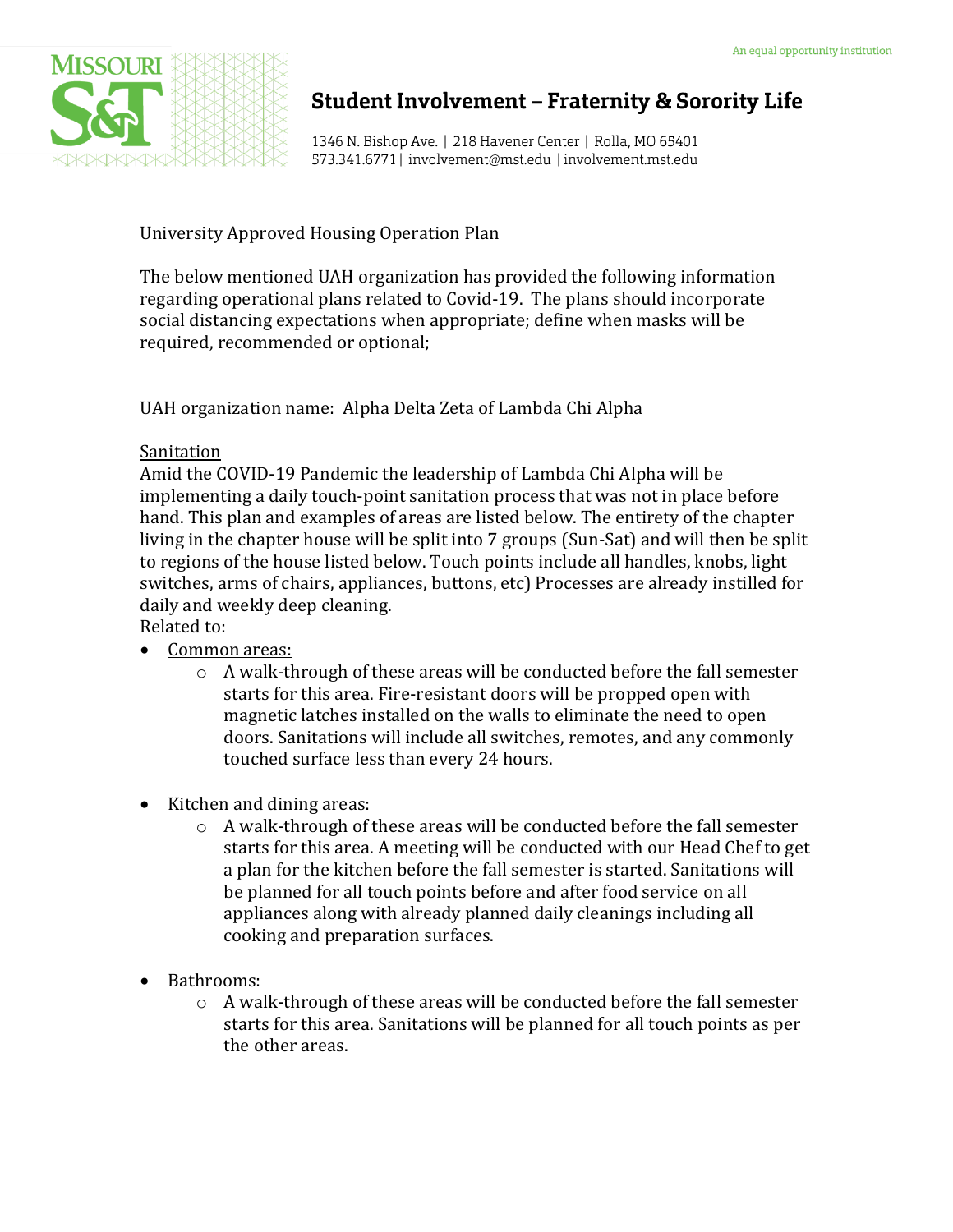# Student Involvement – Fraternity & Sorority Life

1346 N. Bishop Ave. | 218 Havener Center | Rolla, MO 65401
573.341.6771 | involvement@mst.edu | involvement.mst.edu

An equal opportunity institution

<u>University Approved Housing Operation Plan</u>

The below mentioned UAH organization has provided the following information regarding operational plans related to Covid-19. The plans should incorporate social distancing expectations when appropriate; define when masks will be required, recommended or optional;

UAH organization name: Alpha Delta Zeta of Lambda Chi Alpha

<u>Sanitation</u>

Amid the COVID-19 Pandemic the leadership of Lambda Chi Alpha will be implementing a daily touch-point sanitation process that was not in place before hand. This plan and examples of areas are listed below. The entirety of the chapter living in the chapter house will be split into 7 groups (Sun-Sat) and will then be split to regions of the house listed below. Touch points include all handles, knobs, light switches, arms of chairs, appliances, buttons, etc) Processes are already instilled for daily and weekly deep cleaning.

Related to:

- <u>Common areas:</u>
  - A walk-through of these areas will be conducted before the fall semester starts for this area. Fire-resistant doors will be propped open with magnetic latches installed on the walls to eliminate the need to open doors. Sanitations will include all switches, remotes, and any commonly touched surface less than every 24 hours.
- Kitchen and dining areas:
  - A walk-through of these areas will be conducted before the fall semester starts for this area. A meeting will be conducted with our Head Chef to get a plan for the kitchen before the fall semester is started. Sanitations will be planned for all touch points before and after food service on all appliances along with already planned daily cleanings including all cooking and preparation surfaces.
- Bathrooms:
  - A walk-through of these areas will be conducted before the fall semester starts for this area. Sanitations will be planned for all touch points as per the other areas.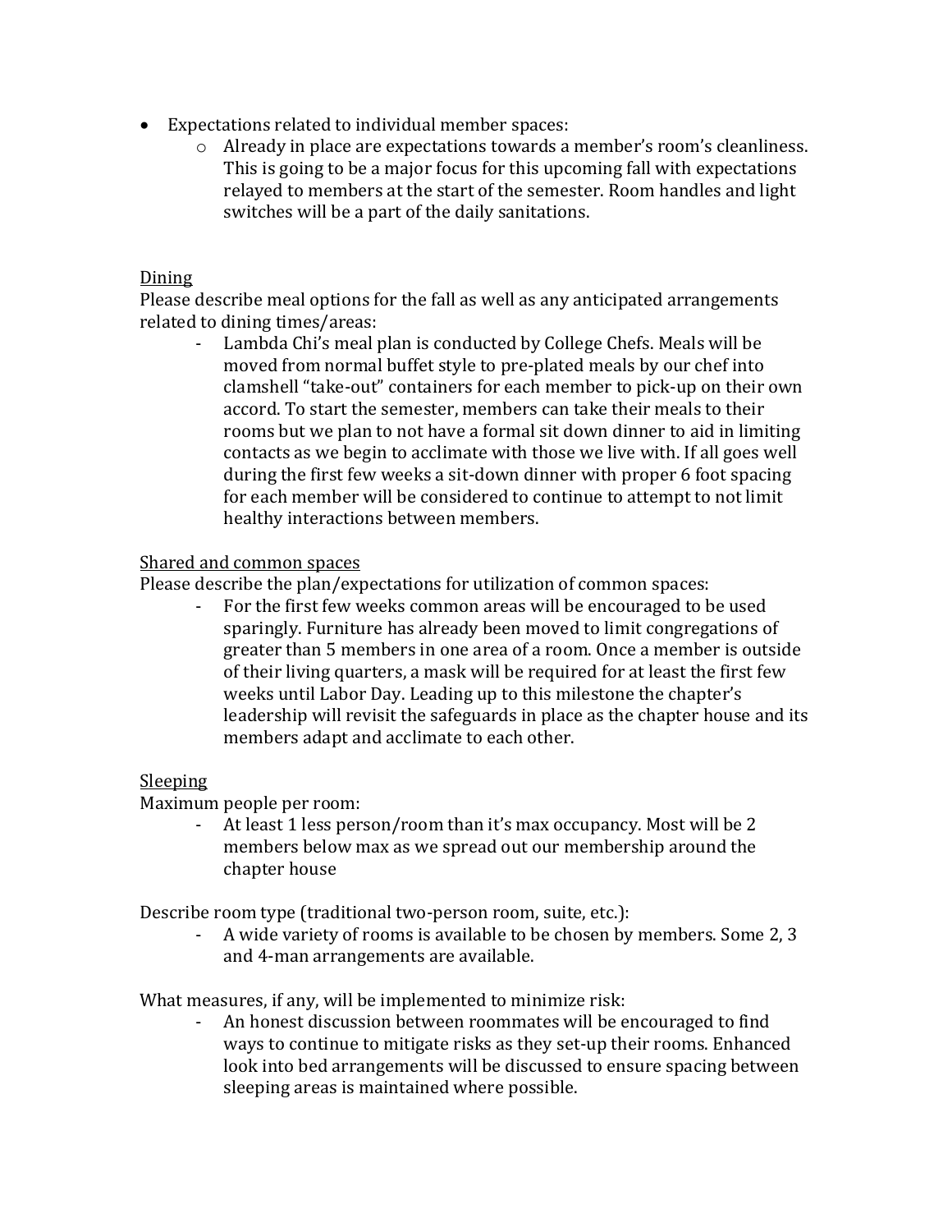- Expectations related to individual member spaces:
  - Already in place are expectations towards a member's room's cleanliness. This is going to be a major focus for this upcoming fall with expectations relayed to members at the start of the semester. Room handles and light switches will be a part of the daily sanitations.

<u>Dining</u>

Please describe meal options for the fall as well as any anticipated arrangements related to dining times/areas:

- Lambda Chi's meal plan is conducted by College Chefs. Meals will be moved from normal buffet style to pre-plated meals by our chef into clamshell "take-out" containers for each member to pick-up on their own accord. To start the semester, members can take their meals to their rooms but we plan to not have a formal sit down dinner to aid in limiting contacts as we begin to acclimate with those we live with. If all goes well during the first few weeks a sit-down dinner with proper 6 foot spacing for each member will be considered to continue to attempt to not limit healthy interactions between members.

<u>Shared and common spaces</u>

Please describe the plan/expectations for utilization of common spaces:

- For the first few weeks common areas will be encouraged to be used sparingly. Furniture has already been moved to limit congregations of greater than 5 members in one area of a room. Once a member is outside of their living quarters, a mask will be required for at least the first few weeks until Labor Day. Leading up to this milestone the chapter's leadership will revisit the safeguards in place as the chapter house and its members adapt and acclimate to each other.

<u>Sleeping</u>

Maximum people per room:

- At least 1 less person/room than it's max occupancy. Most will be 2 members below max as we spread out our membership around the chapter house

Describe room type (traditional two-person room, suite, etc.):

- A wide variety of rooms is available to be chosen by members. Some 2, 3 and 4-man arrangements are available.

What measures, if any, will be implemented to minimize risk:

- An honest discussion between roommates will be encouraged to find ways to continue to mitigate risks as they set-up their rooms. Enhanced look into bed arrangements will be discussed to ensure spacing between sleeping areas is maintained where possible.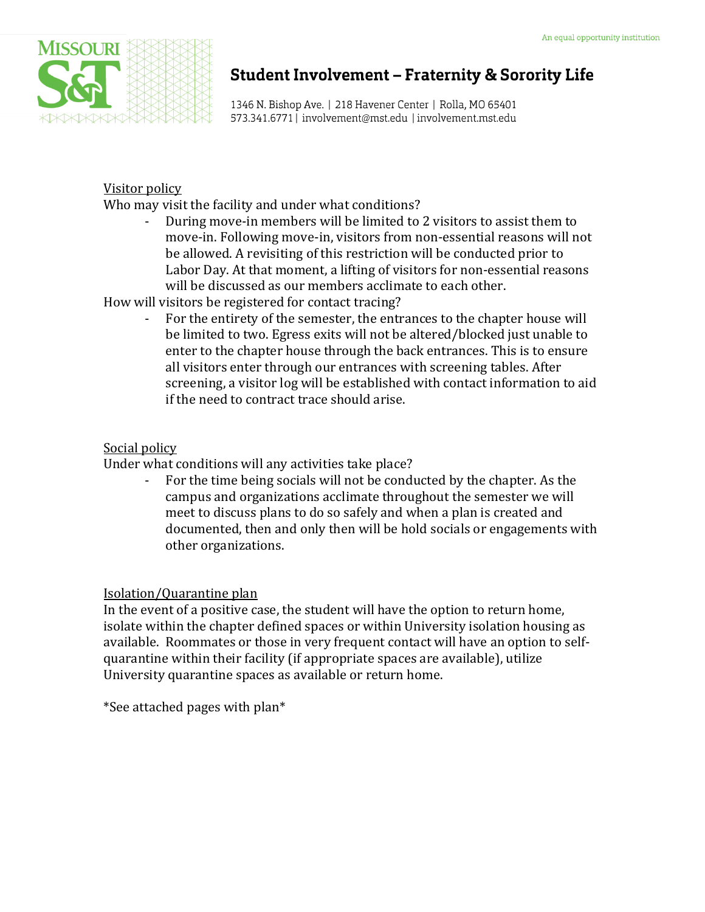Visitor policy

Who may visit the facility and under what conditions?

- During move-in members will be limited to 2 visitors to assist them to move-in. Following move-in, visitors from non-essential reasons will not be allowed. A revisiting of this restriction will be conducted prior to Labor Day. At that moment, a lifting of visitors for non-essential reasons will be discussed as our members acclimate to each other.

How will visitors be registered for contact tracing?

- For the entirety of the semester, the entrances to the chapter house will be limited to two. Egress exits will not be altered/blocked just unable to enter to the chapter house through the back entrances. This is to ensure all visitors enter through our entrances with screening tables. After screening, a visitor log will be established with contact information to aid if the need to contract trace should arise.

Social policy

Under what conditions will any activities take place?

- For the time being socials will not be conducted by the chapter. As the campus and organizations acclimate throughout the semester we will meet to discuss plans to do so safely and when a plan is created and documented, then and only then will be hold socials or engagements with other organizations.

Isolation/Quarantine plan

In the event of a positive case, the student will have the option to return home, isolate within the chapter defined spaces or within University isolation housing as available. Roommates or those in very frequent contact will have an option to self-quarantine within their facility (if appropriate spaces are available), utilize University quarantine spaces as available or return home.

*See attached pages with plan*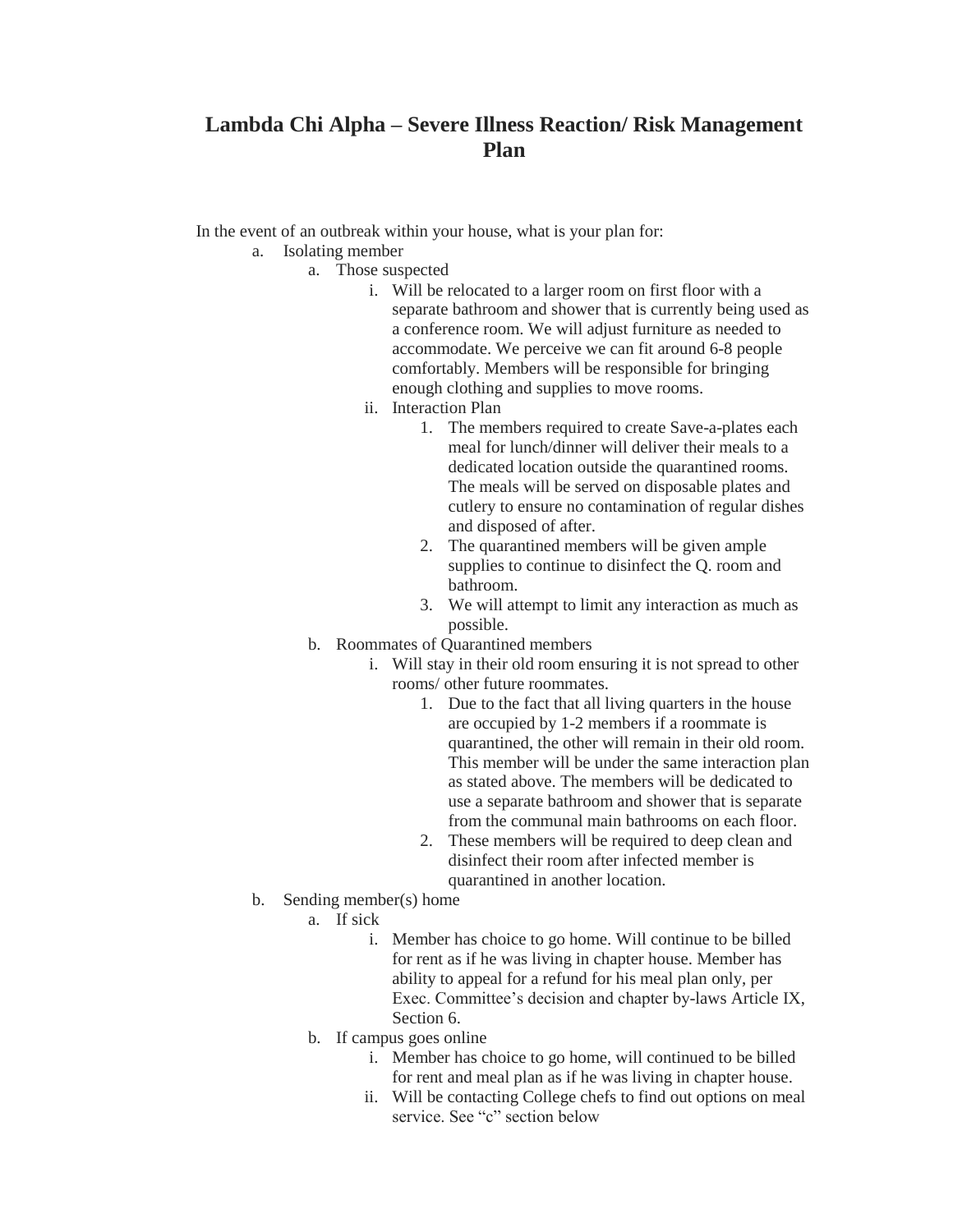# Lambda Chi Alpha – Severe Illness Reaction/ Risk Management Plan

In the event of an outbreak within your house, what is your plan for:

a. Isolating member
    a. Those suspected
        i. Will be relocated to a larger room on first floor with a separate bathroom and shower that is currently being used as a conference room. We will adjust furniture as needed to accommodate. We perceive we can fit around 6-8 people comfortably. Members will be responsible for bringing enough clothing and supplies to move rooms.
        ii. Interaction Plan
            1. The members required to create Save-a-plates each meal for lunch/dinner will deliver their meals to a dedicated location outside the quarantined rooms. The meals will be served on disposable plates and cutlery to ensure no contamination of regular dishes and disposed of after.
            2. The quarantined members will be given ample supplies to continue to disinfect the Q. room and bathroom.
            3. We will attempt to limit any interaction as much as possible.
    b. Roommates of Quarantined members
        i. Will stay in their old room ensuring it is not spread to other rooms/ other future roommates.
            1. Due to the fact that all living quarters in the house are occupied by 1-2 members if a roommate is quarantined, the other will remain in their old room. This member will be under the same interaction plan as stated above. The members will be dedicated to use a separate bathroom and shower that is separate from the communal main bathrooms on each floor.
            2. These members will be required to deep clean and disinfect their room after infected member is quarantined in another location.

b. Sending member(s) home
    a. If sick
        i. Member has choice to go home. Will continue to be billed for rent as if he was living in chapter house. Member has ability to appeal for a refund for his meal plan only, per Exec. Committee's decision and chapter by-laws Article IX, Section 6.
    b. If campus goes online
        i. Member has choice to go home, will continued to be billed for rent and meal plan as if he was living in chapter house.
        ii. Will be contacting College chefs to find out options on meal service. See "c" section below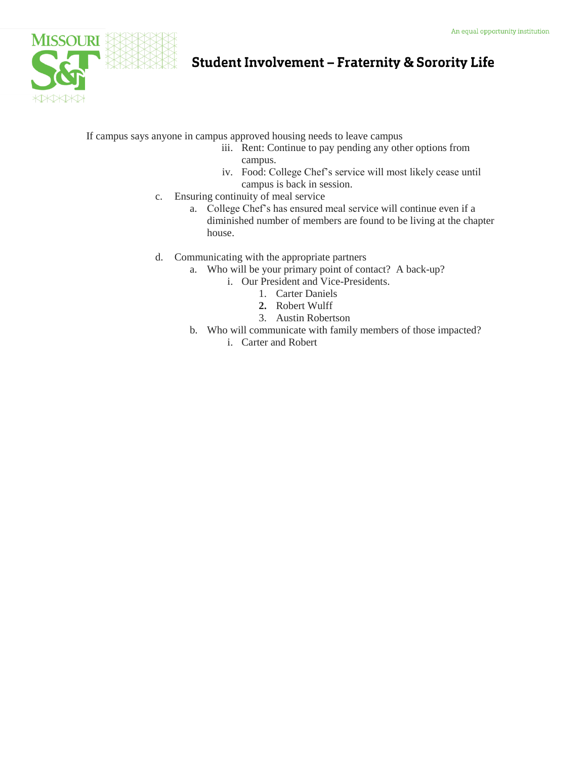# Student Involvement – Fraternity & Sorority Life

If campus says anyone in campus approved housing needs to leave campus

- iii. Rent: Continue to pay pending any other options from campus.
- iv. Food: College Chef's service will most likely cease until campus is back in session.

c. Ensuring continuity of meal service

- a. College Chef's has ensured meal service will continue even if a diminished number of members are found to be living at the chapter house.

d. Communicating with the appropriate partners

- a. Who will be your primary point of contact? A back-up?
  - i. Our President and Vice-Presidents.
    1. Carter Daniels
    2. Robert Wulff
    3. Austin Robertson
- b. Who will communicate with family members of those impacted?
  - i. Carter and Robert